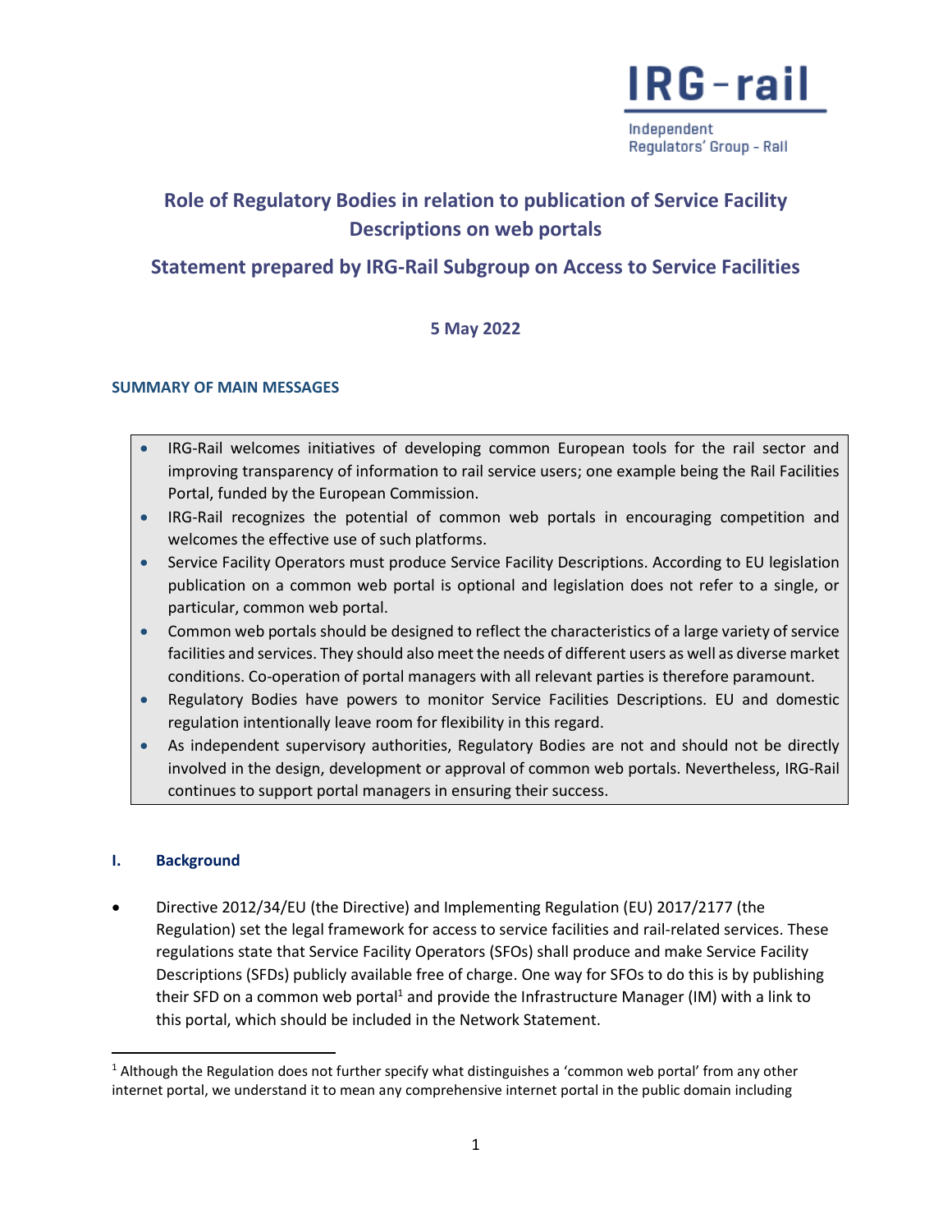IRG-rail

Independent Regulators' Group - Rail

# Role of Regulatory Bodies in relation to publication of Service Facility Descriptions on web portals

## Statement prepared by IRG-Rail Subgroup on Access to Service Facilities

5 May 2022

### SUMMARY OF MAIN MESSAGES

- IRG-Rail welcomes initiatives of developing common European tools for the rail sector and improving transparency of information to rail service users; one example being the Rail Facilities Portal, funded by the European Commission.
- IRG-Rail recognizes the potential of common web portals in encouraging competition and welcomes the effective use of such platforms.
- Service Facility Operators must produce Service Facility Descriptions. According to EU legislation publication on a common web portal is optional and legislation does not refer to a single, or particular, common web portal.
- Common web portals should be designed to reflect the characteristics of a large variety of service facilities and services. They should also meet the needs of different users as well as diverse market conditions. Co-operation of portal managers with all relevant parties is therefore paramount.
- Regulatory Bodies have powers to monitor Service Facilities Descriptions. EU and domestic regulation intentionally leave room for flexibility in this regard.
- As independent supervisory authorities, Regulatory Bodies are not and should not be directly involved in the design, development or approval of common web portals. Nevertheless, IRG-Rail continues to support portal managers in ensuring their success.

### I. Background

- Directive 2012/34/EU (the Directive) and Implementing Regulation (EU) 2017/2177 (the Regulation) set the legal framework for access to service facilities and rail-related services. These regulations state that Service Facility Operators (SFOs) shall produce and make Service Facility Descriptions (SFDs) publicly available free of charge. One way for SFOs to do this is by publishing their SFD on a common web portal[1] and provide the Infrastructure Manager (IM) with a link to this portal, which should be included in the Network Statement.

[1] Although the Regulation does not further specify what distinguishes a 'common web portal' from any other internet portal, we understand it to mean any comprehensive internet portal in the public domain including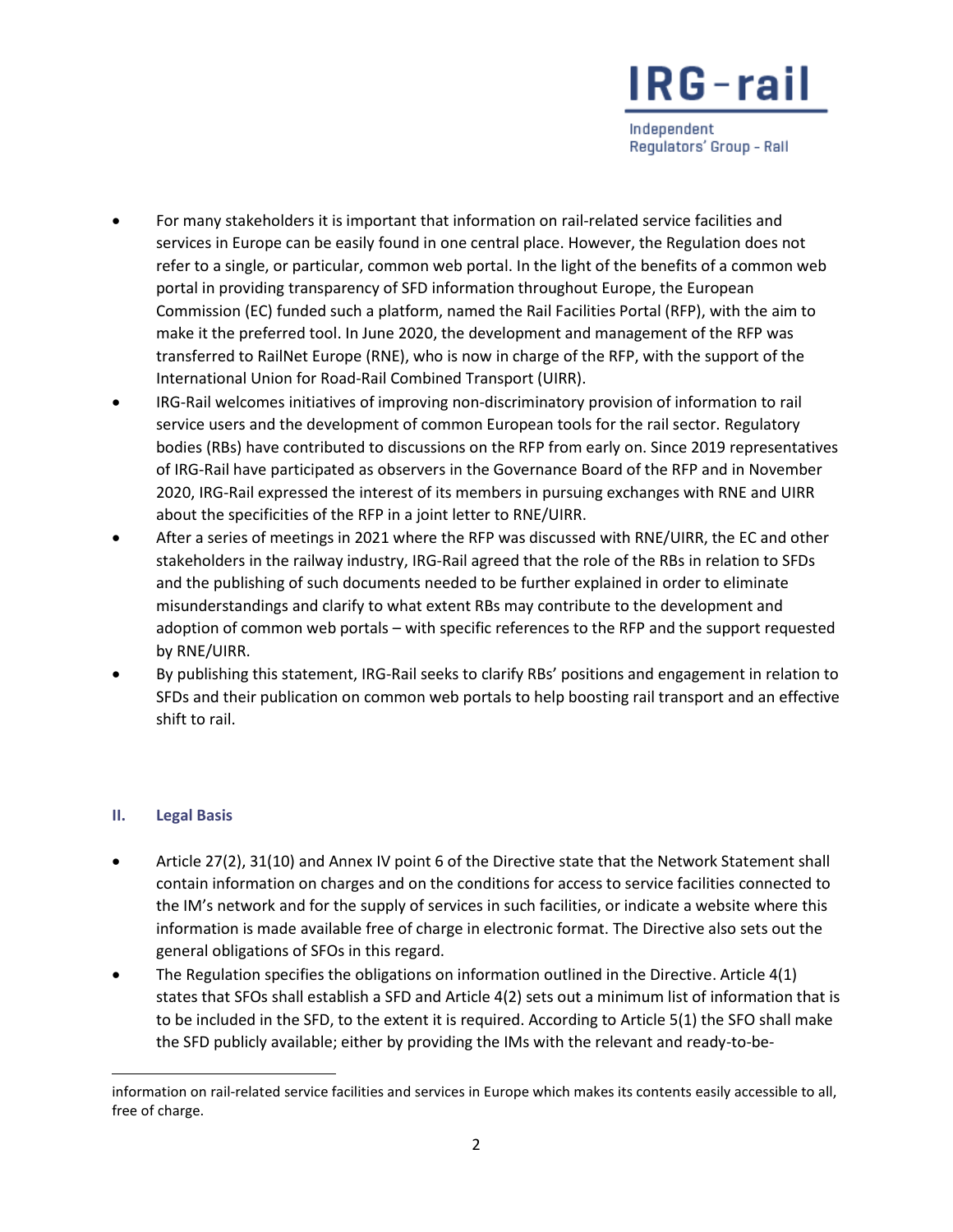- For many stakeholders it is important that information on rail-related service facilities and services in Europe can be easily found in one central place. However, the Regulation does not refer to a single, or particular, common web portal. In the light of the benefits of a common web portal in providing transparency of SFD information throughout Europe, the European Commission (EC) funded such a platform, named the Rail Facilities Portal (RFP), with the aim to make it the preferred tool. In June 2020, the development and management of the RFP was transferred to RailNet Europe (RNE), who is now in charge of the RFP, with the support of the International Union for Road-Rail Combined Transport (UIRR).
- IRG-Rail welcomes initiatives of improving non-discriminatory provision of information to rail service users and the development of common European tools for the rail sector. Regulatory bodies (RBs) have contributed to discussions on the RFP from early on. Since 2019 representatives of IRG-Rail have participated as observers in the Governance Board of the RFP and in November 2020, IRG-Rail expressed the interest of its members in pursuing exchanges with RNE and UIRR about the specificities of the RFP in a joint letter to RNE/UIRR.
- After a series of meetings in 2021 where the RFP was discussed with RNE/UIRR, the EC and other stakeholders in the railway industry, IRG-Rail agreed that the role of the RBs in relation to SFDs and the publishing of such documents needed to be further explained in order to eliminate misunderstandings and clarify to what extent RBs may contribute to the development and adoption of common web portals – with specific references to the RFP and the support requested by RNE/UIRR.
- By publishing this statement, IRG-Rail seeks to clarify RBs' positions and engagement in relation to SFDs and their publication on common web portals to help boosting rail transport and an effective shift to rail.

## II. Legal Basis

- Article 27(2), 31(10) and Annex IV point 6 of the Directive state that the Network Statement shall contain information on charges and on the conditions for access to service facilities connected to the IM's network and for the supply of services in such facilities, or indicate a website where this information is made available free of charge in electronic format. The Directive also sets out the general obligations of SFOs in this regard.
- The Regulation specifies the obligations on information outlined in the Directive. Article 4(1) states that SFOs shall establish a SFD and Article 4(2) sets out a minimum list of information that is to be included in the SFD, to the extent it is required. According to Article 5(1) the SFO shall make the SFD publicly available; either by providing the IMs with the relevant and ready-to-be-

information on rail-related service facilities and services in Europe which makes its contents easily accessible to all, free of charge.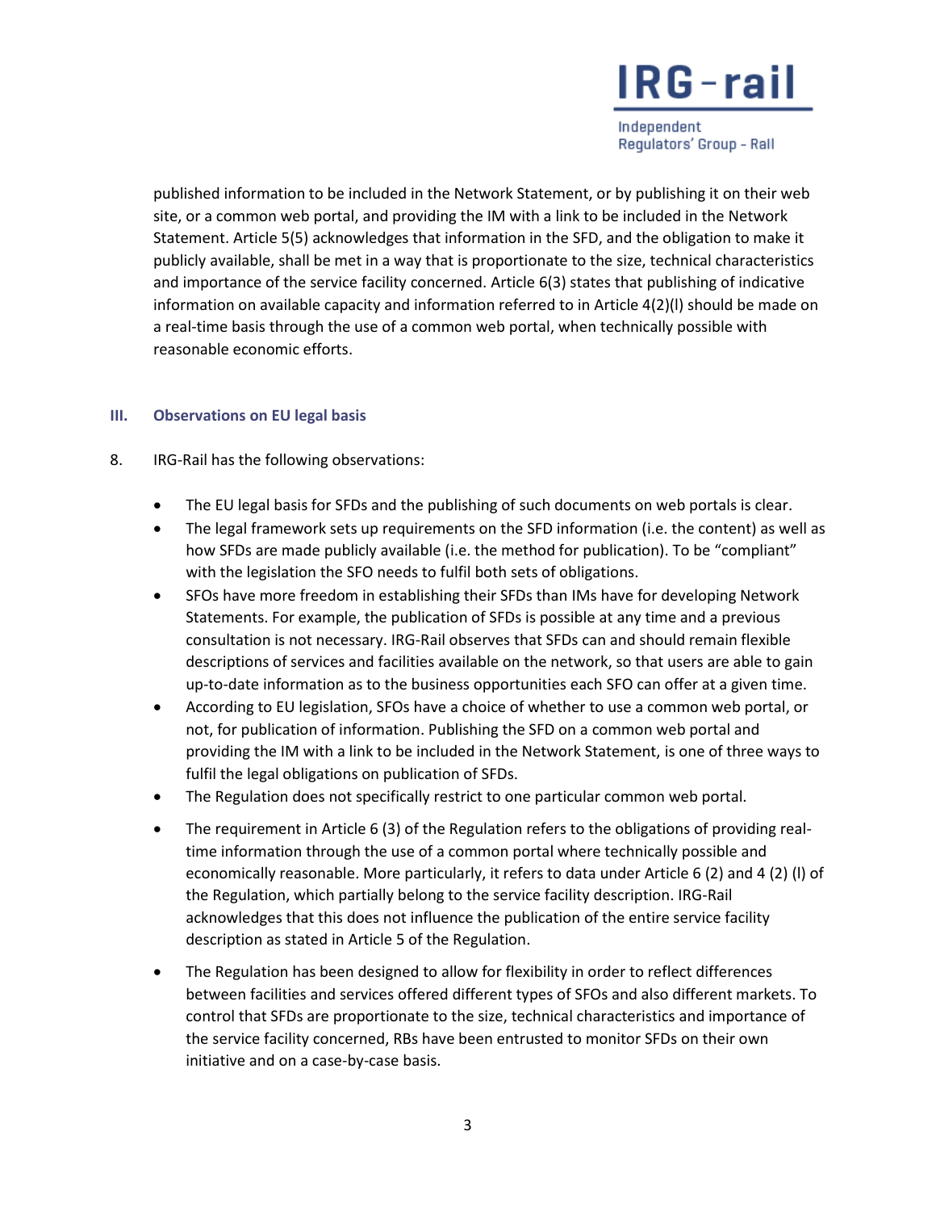published information to be included in the Network Statement, or by publishing it on their web site, or a common web portal, and providing the IM with a link to be included in the Network Statement. Article 5(5) acknowledges that information in the SFD, and the obligation to make it publicly available, shall be met in a way that is proportionate to the size, technical characteristics and importance of the service facility concerned. Article 6(3) states that publishing of indicative information on available capacity and information referred to in Article 4(2)(l) should be made on a real-time basis through the use of a common web portal, when technically possible with reasonable economic efforts.

## III. Observations on EU legal basis

8. IRG-Rail has the following observations:

- The EU legal basis for SFDs and the publishing of such documents on web portals is clear.
- The legal framework sets up requirements on the SFD information (i.e. the content) as well as how SFDs are made publicly available (i.e. the method for publication). To be "compliant" with the legislation the SFO needs to fulfil both sets of obligations.
- SFOs have more freedom in establishing their SFDs than IMs have for developing Network Statements. For example, the publication of SFDs is possible at any time and a previous consultation is not necessary. IRG-Rail observes that SFDs can and should remain flexible descriptions of services and facilities available on the network, so that users are able to gain up-to-date information as to the business opportunities each SFO can offer at a given time.
- According to EU legislation, SFOs have a choice of whether to use a common web portal, or not, for publication of information. Publishing the SFD on a common web portal and providing the IM with a link to be included in the Network Statement, is one of three ways to fulfil the legal obligations on publication of SFDs.
- The Regulation does not specifically restrict to one particular common web portal.
- The requirement in Article 6 (3) of the Regulation refers to the obligations of providing real-time information through the use of a common portal where technically possible and economically reasonable. More particularly, it refers to data under Article 6 (2) and 4 (2) (l) of the Regulation, which partially belong to the service facility description. IRG-Rail acknowledges that this does not influence the publication of the entire service facility description as stated in Article 5 of the Regulation.
- The Regulation has been designed to allow for flexibility in order to reflect differences between facilities and services offered different types of SFOs and also different markets. To control that SFDs are proportionate to the size, technical characteristics and importance of the service facility concerned, RBs have been entrusted to monitor SFDs on their own initiative and on a case-by-case basis.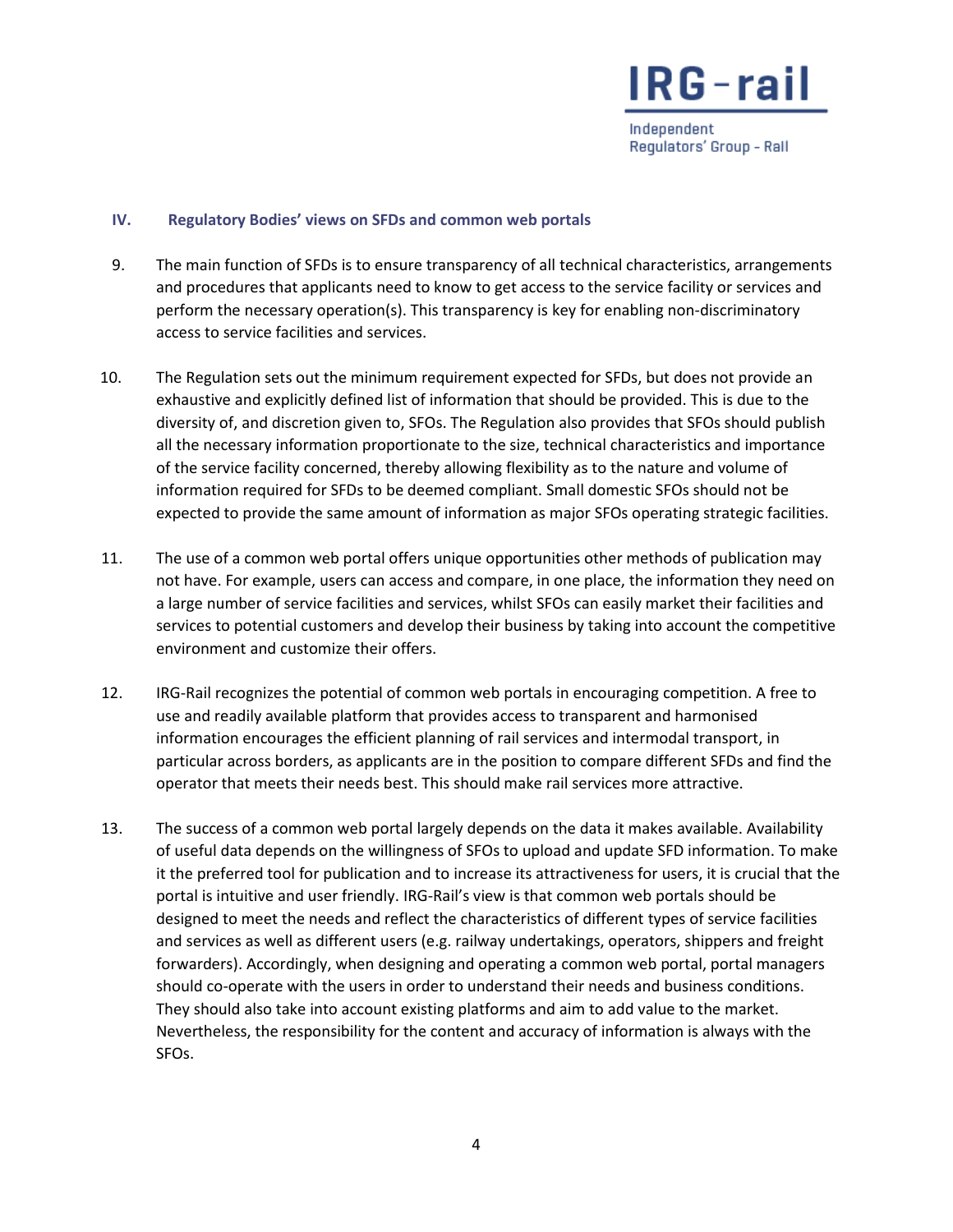## IV. Regulatory Bodies' views on SFDs and common web portals

9. The main function of SFDs is to ensure transparency of all technical characteristics, arrangements and procedures that applicants need to know to get access to the service facility or services and perform the necessary operation(s). This transparency is key for enabling non-discriminatory access to service facilities and services.

10. The Regulation sets out the minimum requirement expected for SFDs, but does not provide an exhaustive and explicitly defined list of information that should be provided. This is due to the diversity of, and discretion given to, SFOs. The Regulation also provides that SFOs should publish all the necessary information proportionate to the size, technical characteristics and importance of the service facility concerned, thereby allowing flexibility as to the nature and volume of information required for SFDs to be deemed compliant. Small domestic SFOs should not be expected to provide the same amount of information as major SFOs operating strategic facilities.

11. The use of a common web portal offers unique opportunities other methods of publication may not have. For example, users can access and compare, in one place, the information they need on a large number of service facilities and services, whilst SFOs can easily market their facilities and services to potential customers and develop their business by taking into account the competitive environment and customize their offers.

12. IRG-Rail recognizes the potential of common web portals in encouraging competition. A free to use and readily available platform that provides access to transparent and harmonised information encourages the efficient planning of rail services and intermodal transport, in particular across borders, as applicants are in the position to compare different SFDs and find the operator that meets their needs best. This should make rail services more attractive.

13. The success of a common web portal largely depends on the data it makes available. Availability of useful data depends on the willingness of SFOs to upload and update SFD information. To make it the preferred tool for publication and to increase its attractiveness for users, it is crucial that the portal is intuitive and user friendly. IRG-Rail's view is that common web portals should be designed to meet the needs and reflect the characteristics of different types of service facilities and services as well as different users (e.g. railway undertakings, operators, shippers and freight forwarders). Accordingly, when designing and operating a common web portal, portal managers should co-operate with the users in order to understand their needs and business conditions. They should also take into account existing platforms and aim to add value to the market. Nevertheless, the responsibility for the content and accuracy of information is always with the SFOs.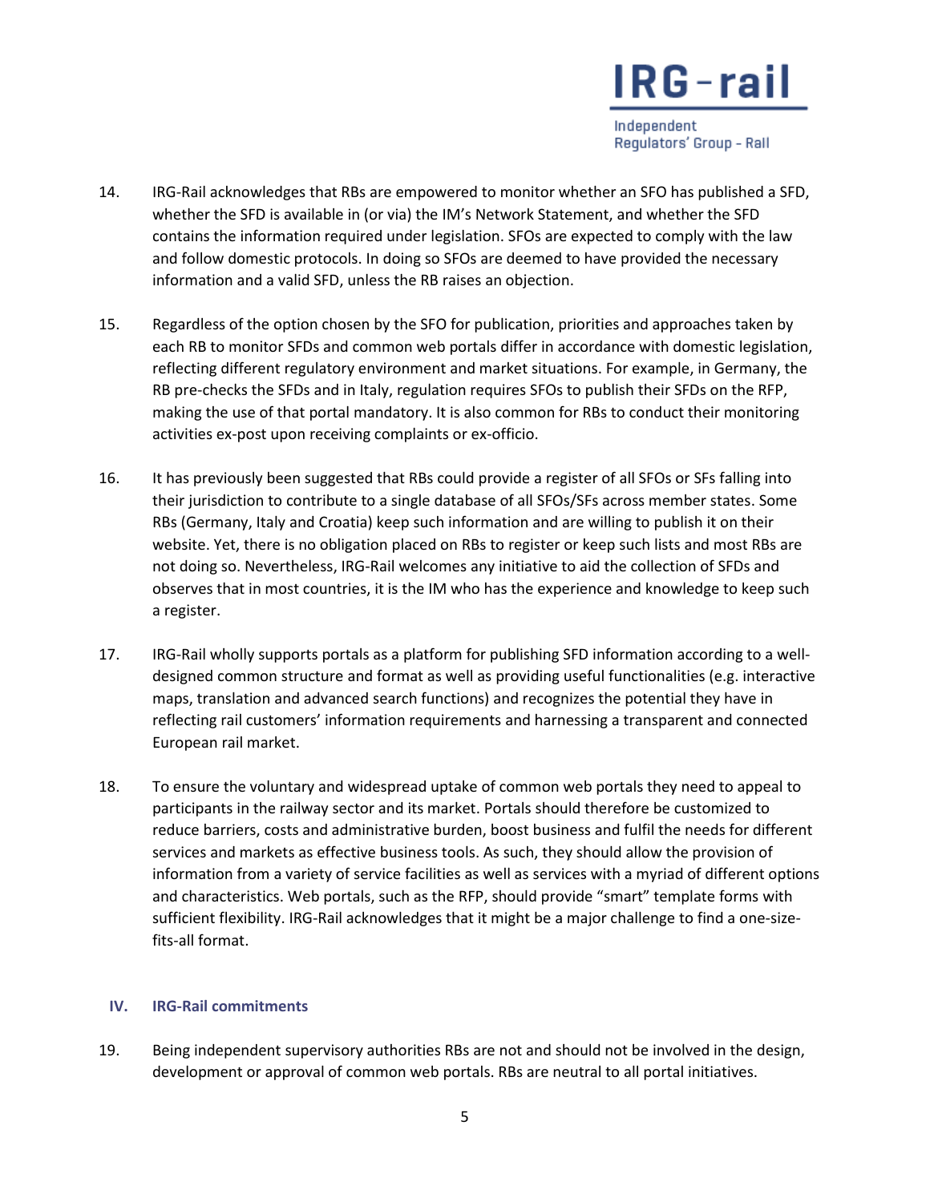14. IRG-Rail acknowledges that RBs are empowered to monitor whether an SFO has published a SFD, whether the SFD is available in (or via) the IM's Network Statement, and whether the SFD contains the information required under legislation. SFOs are expected to comply with the law and follow domestic protocols. In doing so SFOs are deemed to have provided the necessary information and a valid SFD, unless the RB raises an objection.

15. Regardless of the option chosen by the SFO for publication, priorities and approaches taken by each RB to monitor SFDs and common web portals differ in accordance with domestic legislation, reflecting different regulatory environment and market situations. For example, in Germany, the RB pre-checks the SFDs and in Italy, regulation requires SFOs to publish their SFDs on the RFP, making the use of that portal mandatory. It is also common for RBs to conduct their monitoring activities ex-post upon receiving complaints or ex-officio.

16. It has previously been suggested that RBs could provide a register of all SFOs or SFs falling into their jurisdiction to contribute to a single database of all SFOs/SFs across member states. Some RBs (Germany, Italy and Croatia) keep such information and are willing to publish it on their website. Yet, there is no obligation placed on RBs to register or keep such lists and most RBs are not doing so. Nevertheless, IRG-Rail welcomes any initiative to aid the collection of SFDs and observes that in most countries, it is the IM who has the experience and knowledge to keep such a register.

17. IRG-Rail wholly supports portals as a platform for publishing SFD information according to a well-designed common structure and format as well as providing useful functionalities (e.g. interactive maps, translation and advanced search functions) and recognizes the potential they have in reflecting rail customers' information requirements and harnessing a transparent and connected European rail market.

18. To ensure the voluntary and widespread uptake of common web portals they need to appeal to participants in the railway sector and its market. Portals should therefore be customized to reduce barriers, costs and administrative burden, boost business and fulfil the needs for different services and markets as effective business tools. As such, they should allow the provision of information from a variety of service facilities as well as services with a myriad of different options and characteristics. Web portals, such as the RFP, should provide "smart" template forms with sufficient flexibility. IRG-Rail acknowledges that it might be a major challenge to find a one-size-fits-all format.

## IV. IRG-Rail commitments

19. Being independent supervisory authorities RBs are not and should not be involved in the design, development or approval of common web portals. RBs are neutral to all portal initiatives.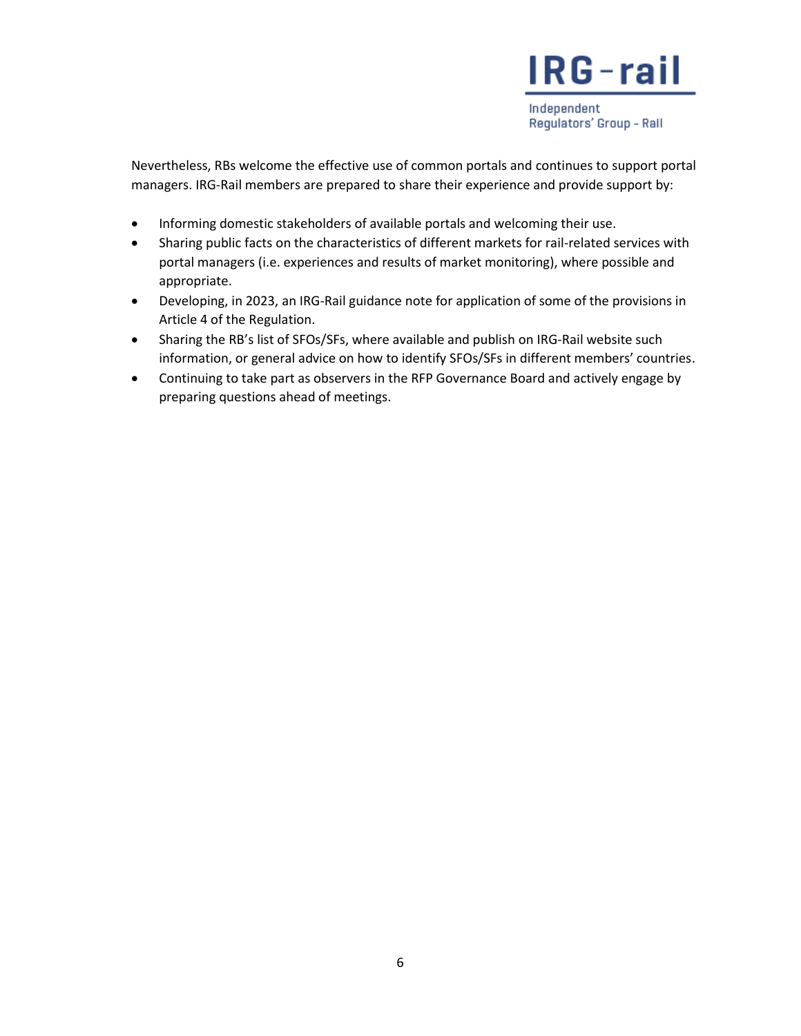Nevertheless, RBs welcome the effective use of common portals and continues to support portal managers. IRG-Rail members are prepared to share their experience and provide support by:

- Informing domestic stakeholders of available portals and welcoming their use.
- Sharing public facts on the characteristics of different markets for rail-related services with portal managers (i.e. experiences and results of market monitoring), where possible and appropriate.
- Developing, in 2023, an IRG-Rail guidance note for application of some of the provisions in Article 4 of the Regulation.
- Sharing the RB's list of SFOs/SFs, where available and publish on IRG-Rail website such information, or general advice on how to identify SFOs/SFs in different members' countries.
- Continuing to take part as observers in the RFP Governance Board and actively engage by preparing questions ahead of meetings.